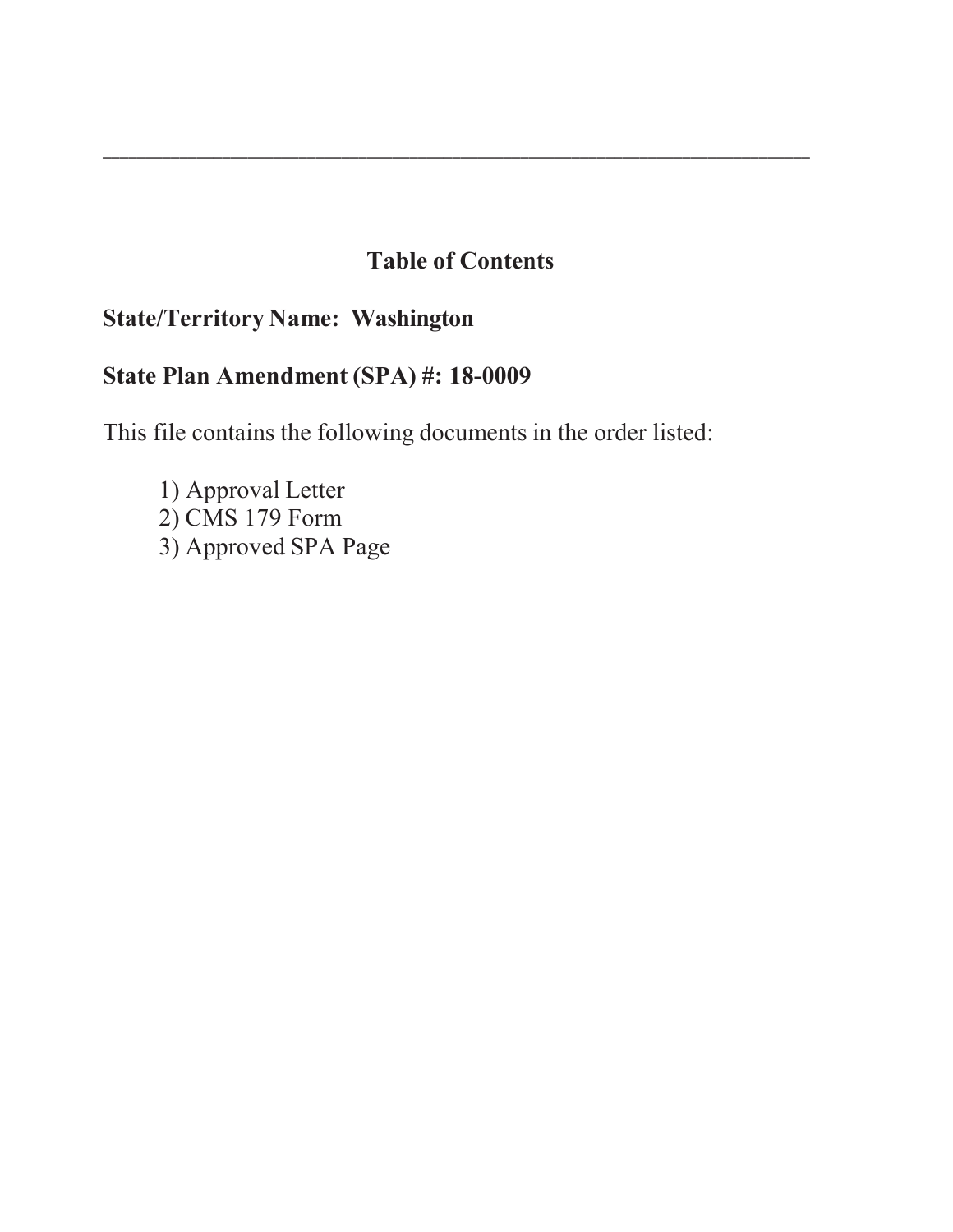---

# Table of Contents

**State/Territory Name: Washington**

**State Plan Amendment (SPA) #: 18-0009**

This file contains the following documents in the order listed:

1) Approval Letter
2) CMS 179 Form
3) Approved SPA Page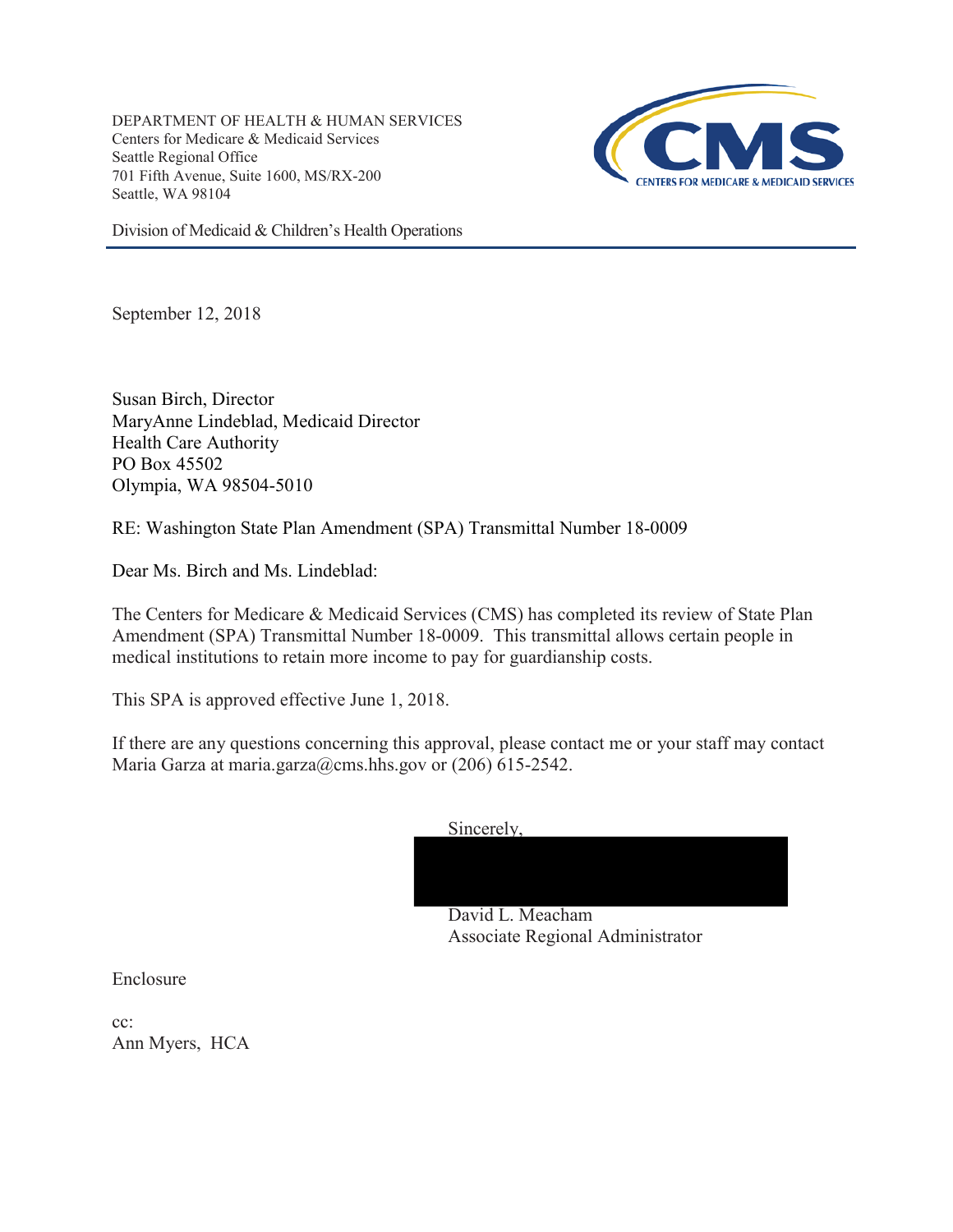DEPARTMENT OF HEALTH & HUMAN SERVICES
Centers for Medicare & Medicaid Services
Seattle Regional Office
701 Fifth Avenue, Suite 1600, MS/RX-200
Seattle, WA 98104

Division of Medicaid & Children's Health Operations

September 12, 2018

Susan Birch, Director
MaryAnne Lindeblad, Medicaid Director
Health Care Authority
PO Box 45502
Olympia, WA 98504-5010

RE: Washington State Plan Amendment (SPA) Transmittal Number 18-0009

Dear Ms. Birch and Ms. Lindeblad:

The Centers for Medicare & Medicaid Services (CMS) has completed its review of State Plan Amendment (SPA) Transmittal Number 18-0009. This transmittal allows certain people in medical institutions to retain more income to pay for guardianship costs.

This SPA is approved effective June 1, 2018.

If there are any questions concerning this approval, please contact me or your staff may contact Maria Garza at maria.garza@cms.hhs.gov or (206) 615-2542.

Sincerely,

David L. Meacham
Associate Regional Administrator

Enclosure

cc:
Ann Myers, HCA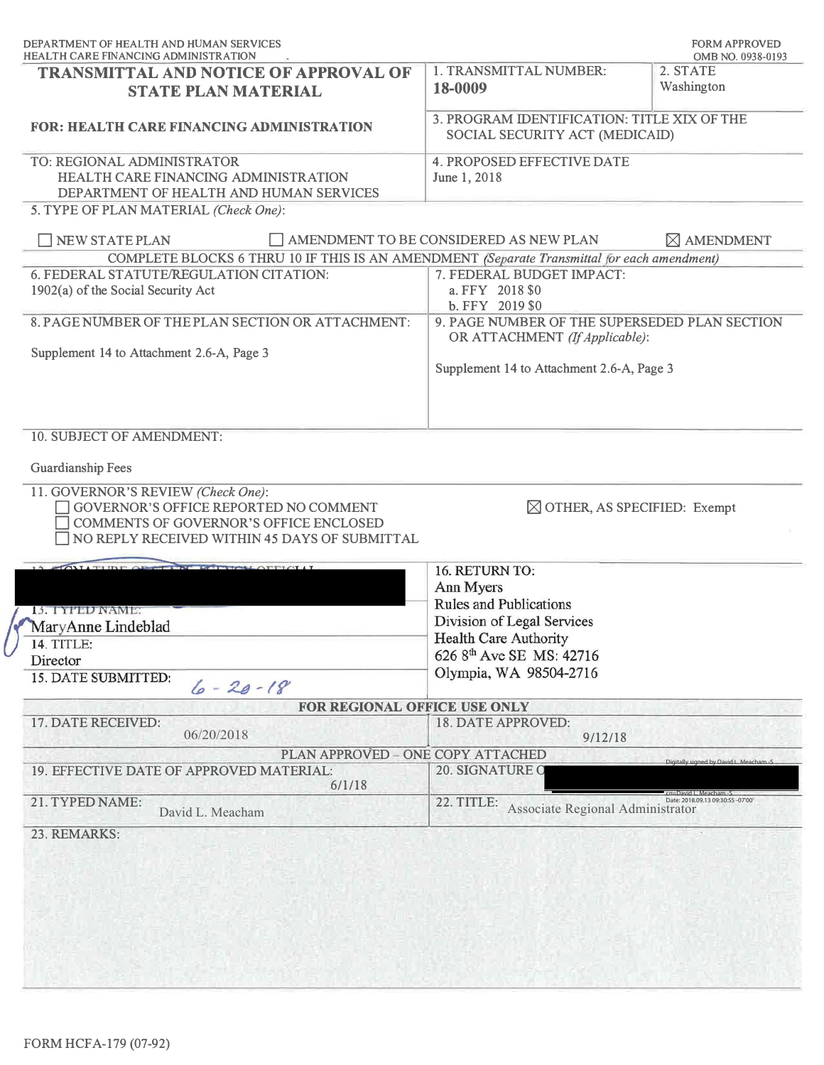DEPARTMENT OF HEALTH AND HUMAN SERVICES
HEALTH CARE FINANCING ADMINISTRATION

FORM APPROVED
OMB NO. 0938-0193

| **TRANSMITTAL AND NOTICE OF APPROVAL OF STATE PLAN MATERIAL** | 1. TRANSMITTAL NUMBER: **18-0009** | 2. STATE Washington |
|---|---|---|
| **FOR: HEALTH CARE FINANCING ADMINISTRATION** | 3. PROGRAM IDENTIFICATION: TITLE XIX OF THE SOCIAL SECURITY ACT (MEDICAID) | |
| TO: REGIONAL ADMINISTRATOR<br>HEALTH CARE FINANCING ADMINISTRATION<br>DEPARTMENT OF HEALTH AND HUMAN SERVICES | 4. PROPOSED EFFECTIVE DATE<br>June 1, 2018 | |

5. TYPE OF PLAN MATERIAL *(Check One)*:

☐ NEW STATE PLAN ☐ AMENDMENT TO BE CONSIDERED AS NEW PLAN ☒ AMENDMENT

COMPLETE BLOCKS 6 THRU 10 IF THIS IS AN AMENDMENT *(Separate Transmittal for each amendment)*

| 6. FEDERAL STATUTE/REGULATION CITATION:<br>1902(a) of the Social Security Act | 7. FEDERAL BUDGET IMPACT:<br>a. FFY 2018 $0<br>b. FFY 2019 $0 |
|---|---|
| 8. PAGE NUMBER OF THE PLAN SECTION OR ATTACHMENT:<br>Supplement 14 to Attachment 2.6-A, Page 3 | 9. PAGE NUMBER OF THE SUPERSEDED PLAN SECTION OR ATTACHMENT *(If Applicable)*:<br>Supplement 14 to Attachment 2.6-A, Page 3 |

10. SUBJECT OF AMENDMENT:

Guardianship Fees

11. GOVERNOR'S REVIEW *(Check One)*:
☐ GOVERNOR'S OFFICE REPORTED NO COMMENT
☐ COMMENTS OF GOVERNOR'S OFFICE ENCLOSED
☐ NO REPLY RECEIVED WITHIN 45 DAYS OF SUBMITTAL
☒ OTHER, AS SPECIFIED: Exempt

| 12. SIGNATURE OF STATE AGENCY OFFICIAL: [redacted] | 16. RETURN TO:<br>Ann Myers<br>Rules and Publications<br>Division of Legal Services<br>Health Care Authority<br>626 8th Ave SE MS: 42716<br>Olympia, WA 98504-2716 |
|---|---|
| 13. TYPED NAME:<br>MaryAnne Lindeblad | |
| 14. TITLE:<br>Director | |
| 15. DATE SUBMITTED: 6-20-18 | |

**FOR REGIONAL OFFICE USE ONLY**

| 17. DATE RECEIVED: 06/20/2018 | 18. DATE APPROVED: 9/12/18 |
|---|---|

PLAN APPROVED – ONE COPY ATTACHED

| 19. EFFECTIVE DATE OF APPROVED MATERIAL: 6/1/18 | 20. SIGNATURE OF REGIONAL OFFICIAL: [redacted]<br>Digitally signed by David L. Meacham -S<br>Date: 2018.09.13 09:30:55 -07'00' |
|---|---|
| 21. TYPED NAME: David L. Meacham | 22. TITLE: Associate Regional Administrator |

23. REMARKS:

FORM HCFA-179 (07-92)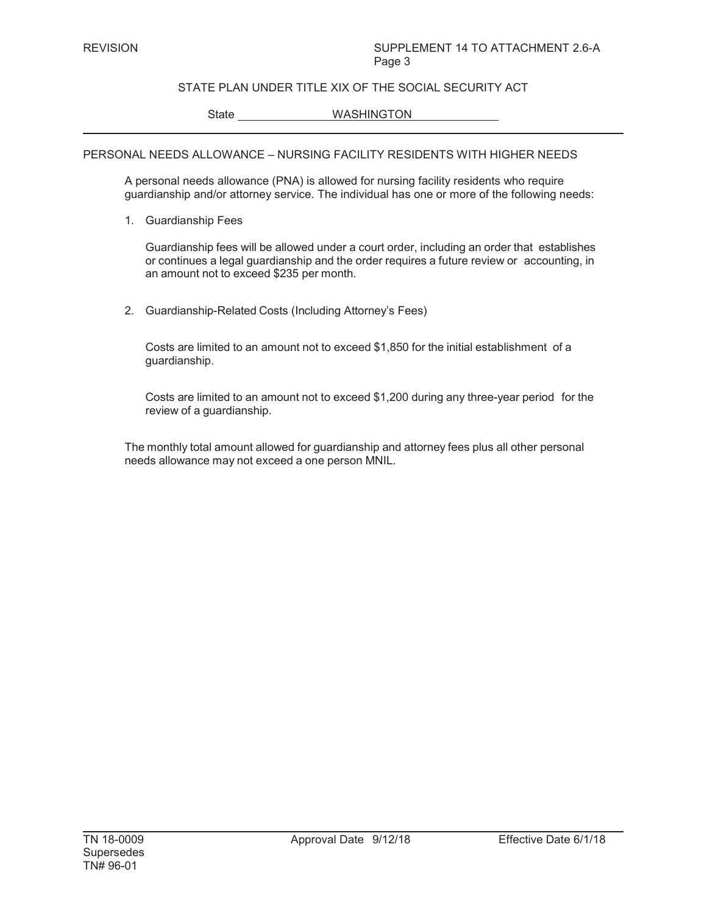STATE PLAN UNDER TITLE XIX OF THE SOCIAL SECURITY ACT

State WASHINGTON

## PERSONAL NEEDS ALLOWANCE – NURSING FACILITY RESIDENTS WITH HIGHER NEEDS

A personal needs allowance (PNA) is allowed for nursing facility residents who require guardianship and/or attorney service. The individual has one or more of the following needs:

1. Guardianship Fees

   Guardianship fees will be allowed under a court order, including an order that establishes or continues a legal guardianship and the order requires a future review or accounting, in an amount not to exceed $235 per month.

2. Guardianship-Related Costs (Including Attorney's Fees)

   Costs are limited to an amount not to exceed $1,850 for the initial establishment of a guardianship.

   Costs are limited to an amount not to exceed $1,200 during any three-year period for the review of a guardianship.

The monthly total amount allowed for guardianship and attorney fees plus all other personal needs allowance may not exceed a one person MNIL.

TN 18-0009
Supersedes
TN# 96-01

Approval Date 9/12/18

Effective Date 6/1/18